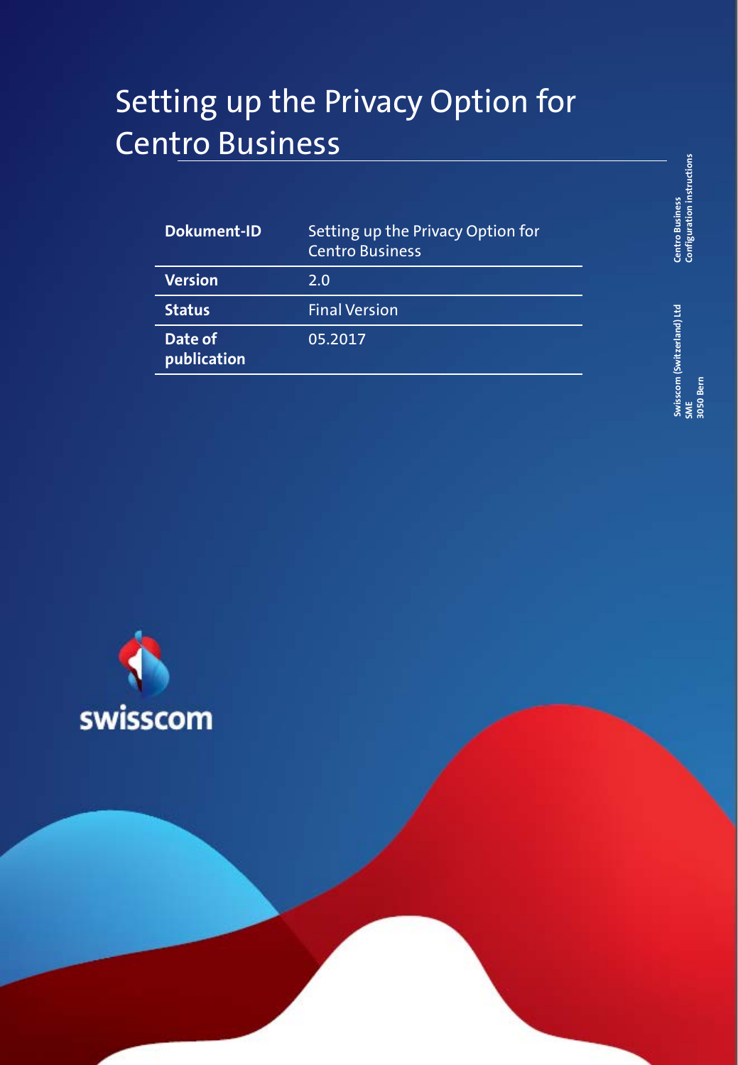# Setting up the Privacy Option for Centro Business

| Dokument-ID | Setting up the Privacy Option for Centro Business |
|---|---|
| Version | 2.0 |
| Status | Final Version |
| Date of publication | 05.2017 |

Centro Business
Configuration instructions

Swisscom (Switzerland) Ltd
SME
3050 Bern

swisscom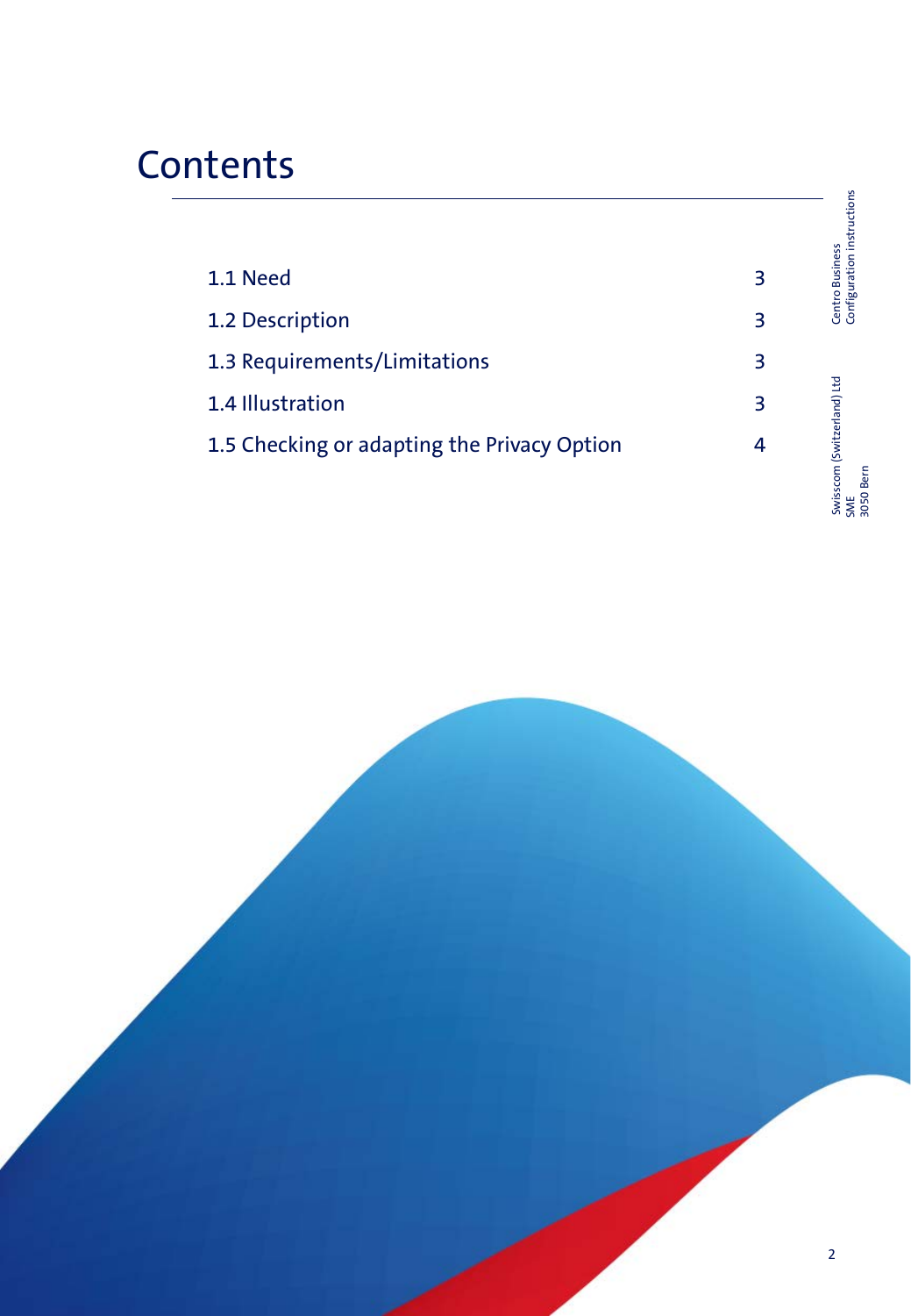# Contents

| | |
|---|---|
| 1.1 Need | 3 |
| 1.2 Description | 3 |
| 1.3 Requirements/Limitations | 3 |
| 1.4 Illustration | 3 |
| 1.5 Checking or adapting the Privacy Option | 4 |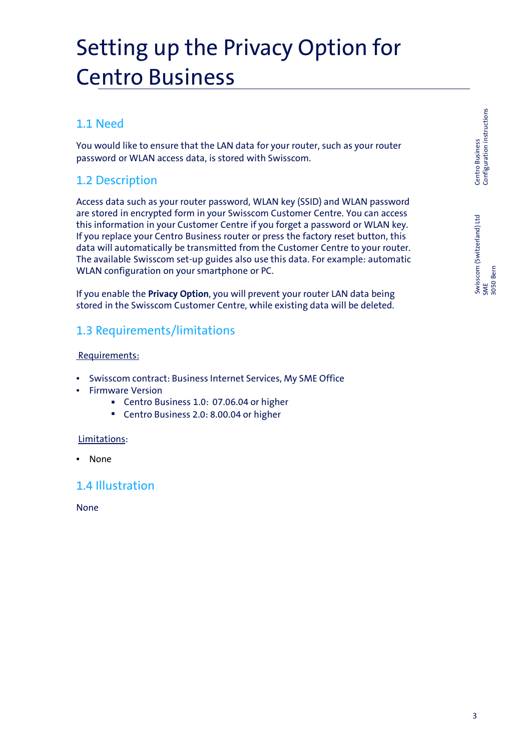# Setting up the Privacy Option for Centro Business

## 1.1 Need

You would like to ensure that the LAN data for your router, such as your router password or WLAN access data, is stored with Swisscom.

## 1.2 Description

Access data such as your router password, WLAN key (SSID) and WLAN password are stored in encrypted form in your Swisscom Customer Centre. You can access this information in your Customer Centre if you forget a password or WLAN key. If you replace your Centro Business router or press the factory reset button, this data will automatically be transmitted from the Customer Centre to your router. The available Swisscom set-up guides also use this data. For example: automatic WLAN configuration on your smartphone or PC.

If you enable the **Privacy Option**, you will prevent your router LAN data being stored in the Swisscom Customer Centre, while existing data will be deleted.

## 1.3 Requirements/limitations

Requirements:

- Swisscom contract: Business Internet Services, My SME Office
- Firmware Version
  - Centro Business 1.0: 07.06.04 or higher
  - Centro Business 2.0: 8.00.04 or higher

Limitations:

- None

## 1.4 Illustration

None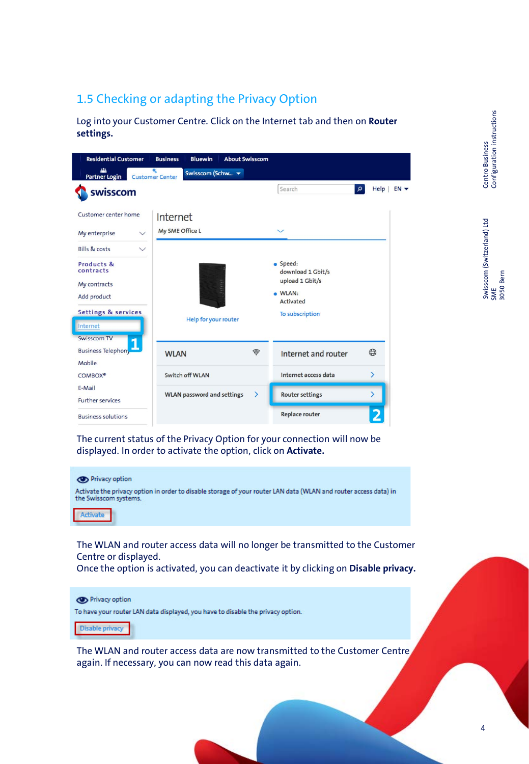## 1.5 Checking or adapting the Privacy Option

Log into your Customer Centre. Click on the Internet tab and then on **Router settings.**

The current status of the Privacy Option for your connection will now be displayed. In order to activate the option, click on **Activate.**

The WLAN and router access data will no longer be transmitted to the Customer Centre or displayed.
Once the option is activated, you can deactivate it by clicking on **Disable privacy.**

The WLAN and router access data are now transmitted to the Customer Centre again. If necessary, you can now read this data again.